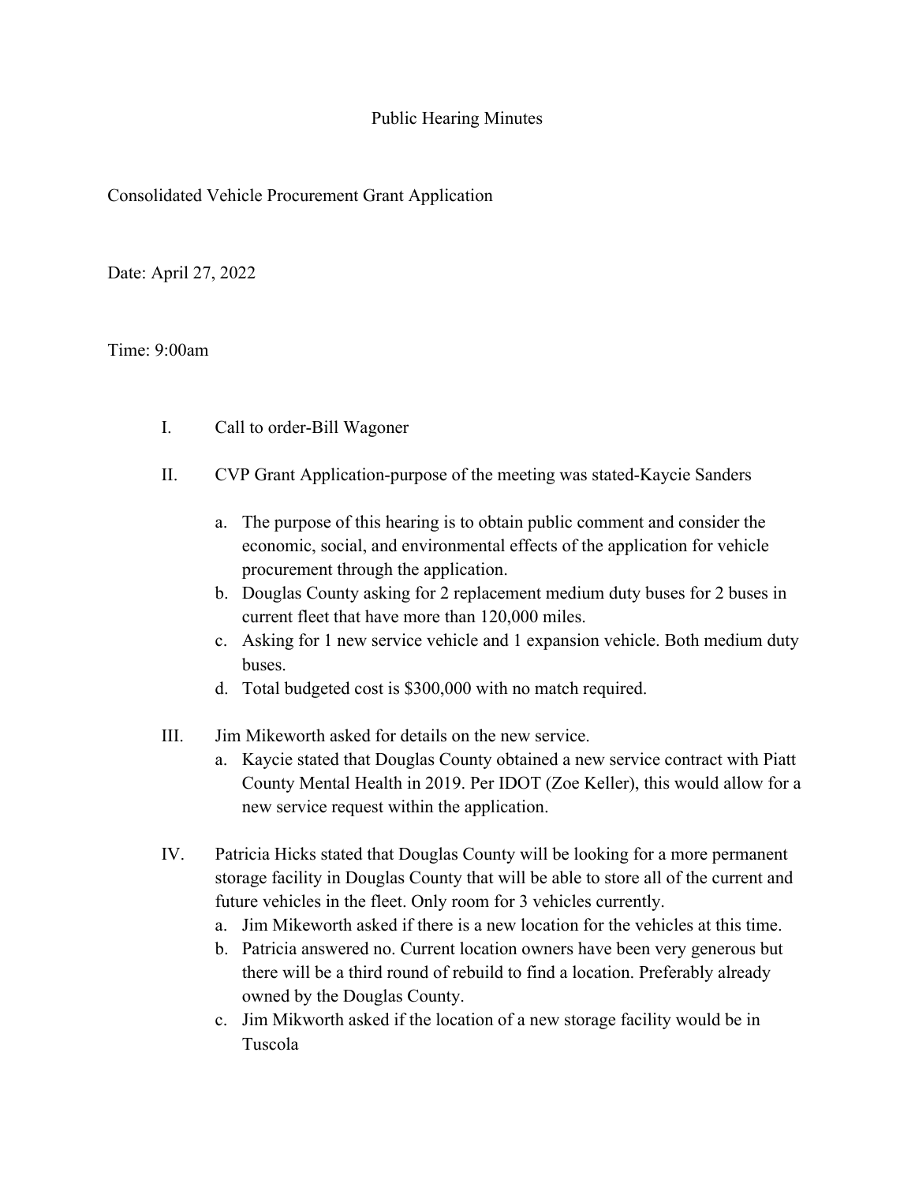# Public Hearing Minutes

Consolidated Vehicle Procurement Grant Application

Date: April 27, 2022

Time: 9:00am

I. Call to order-Bill Wagoner

II. CVP Grant Application-purpose of the meeting was stated-Kaycie Sanders

   a. The purpose of this hearing is to obtain public comment and consider the economic, social, and environmental effects of the application for vehicle procurement through the application.
   b. Douglas County asking for 2 replacement medium duty buses for 2 buses in current fleet that have more than 120,000 miles.
   c. Asking for 1 new service vehicle and 1 expansion vehicle. Both medium duty buses.
   d. Total budgeted cost is $300,000 with no match required.

III. Jim Mikeworth asked for details on the new service.

   a. Kaycie stated that Douglas County obtained a new service contract with Piatt County Mental Health in 2019. Per IDOT (Zoe Keller), this would allow for a new service request within the application.

IV. Patricia Hicks stated that Douglas County will be looking for a more permanent storage facility in Douglas County that will be able to store all of the current and future vehicles in the fleet. Only room for 3 vehicles currently.

   a. Jim Mikeworth asked if there is a new location for the vehicles at this time.
   b. Patricia answered no. Current location owners have been very generous but there will be a third round of rebuild to find a location. Preferably already owned by the Douglas County.
   c. Jim Mikworth asked if the location of a new storage facility would be in Tuscola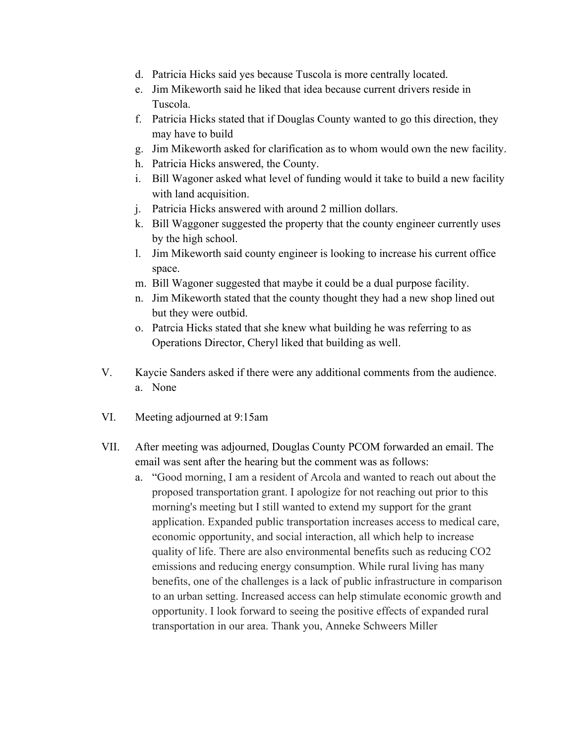d. Patricia Hicks said yes because Tuscola is more centrally located.
e. Jim Mikeworth said he liked that idea because current drivers reside in Tuscola.
f. Patricia Hicks stated that if Douglas County wanted to go this direction, they may have to build
g. Jim Mikeworth asked for clarification as to whom would own the new facility.
h. Patricia Hicks answered, the County.
i. Bill Wagoner asked what level of funding would it take to build a new facility with land acquisition.
j. Patricia Hicks answered with around 2 million dollars.
k. Bill Waggoner suggested the property that the county engineer currently uses by the high school.
l. Jim Mikeworth said county engineer is looking to increase his current office space.
m. Bill Wagoner suggested that maybe it could be a dual purpose facility.
n. Jim Mikeworth stated that the county thought they had a new shop lined out but they were outbid.
o. Patrcia Hicks stated that she knew what building he was referring to as Operations Director, Cheryl liked that building as well.

V. Kaycie Sanders asked if there were any additional comments from the audience.
   a. None

VI. Meeting adjourned at 9:15am

VII. After meeting was adjourned, Douglas County PCOM forwarded an email. The email was sent after the hearing but the comment was as follows:
   a. "Good morning, I am a resident of Arcola and wanted to reach out about the proposed transportation grant. I apologize for not reaching out prior to this morning's meeting but I still wanted to extend my support for the grant application. Expanded public transportation increases access to medical care, economic opportunity, and social interaction, all which help to increase quality of life. There are also environmental benefits such as reducing CO2 emissions and reducing energy consumption. While rural living has many benefits, one of the challenges is a lack of public infrastructure in comparison to an urban setting. Increased access can help stimulate economic growth and opportunity. I look forward to seeing the positive effects of expanded rural transportation in our area. Thank you, Anneke Schweers Miller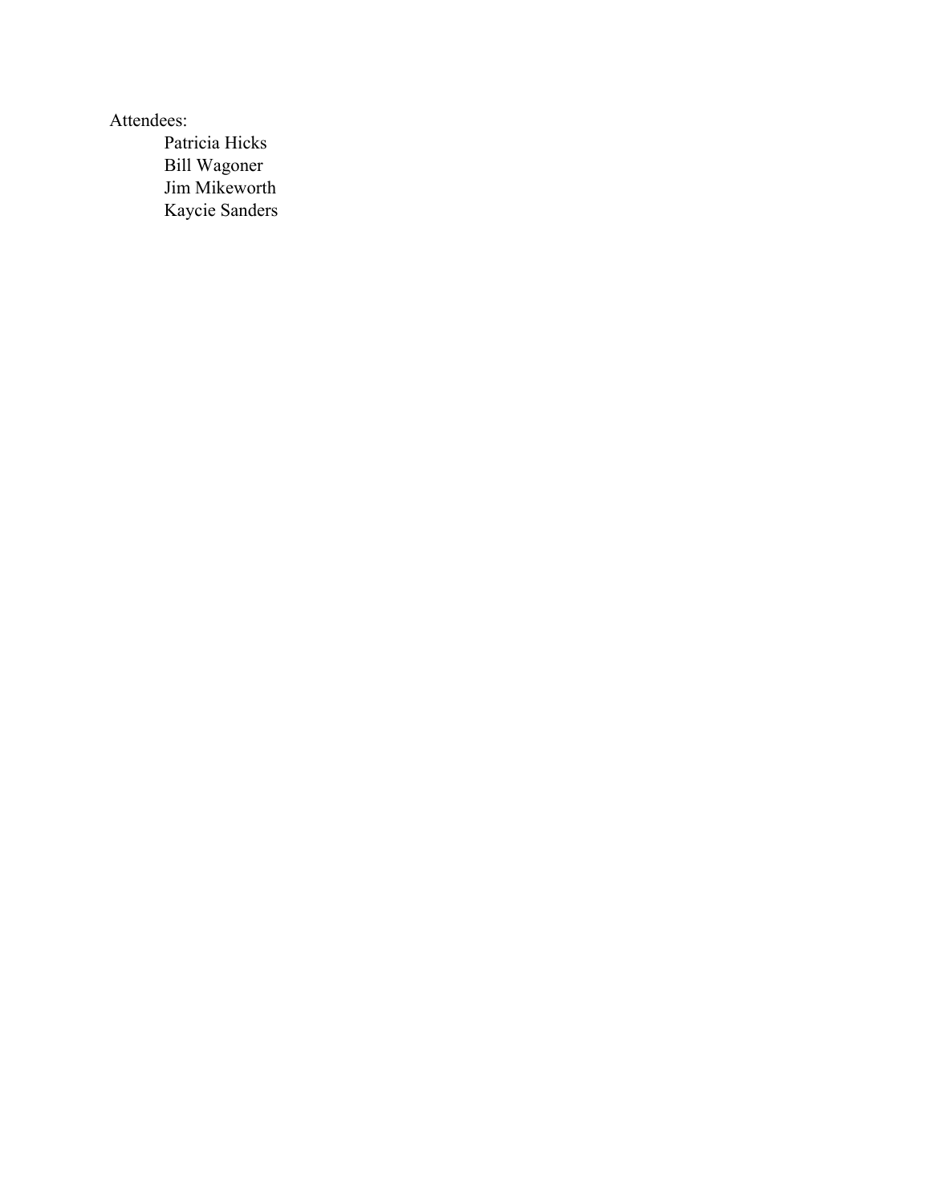Attendees:

- Patricia Hicks
- Bill Wagoner
- Jim Mikeworth
- Kaycie Sanders